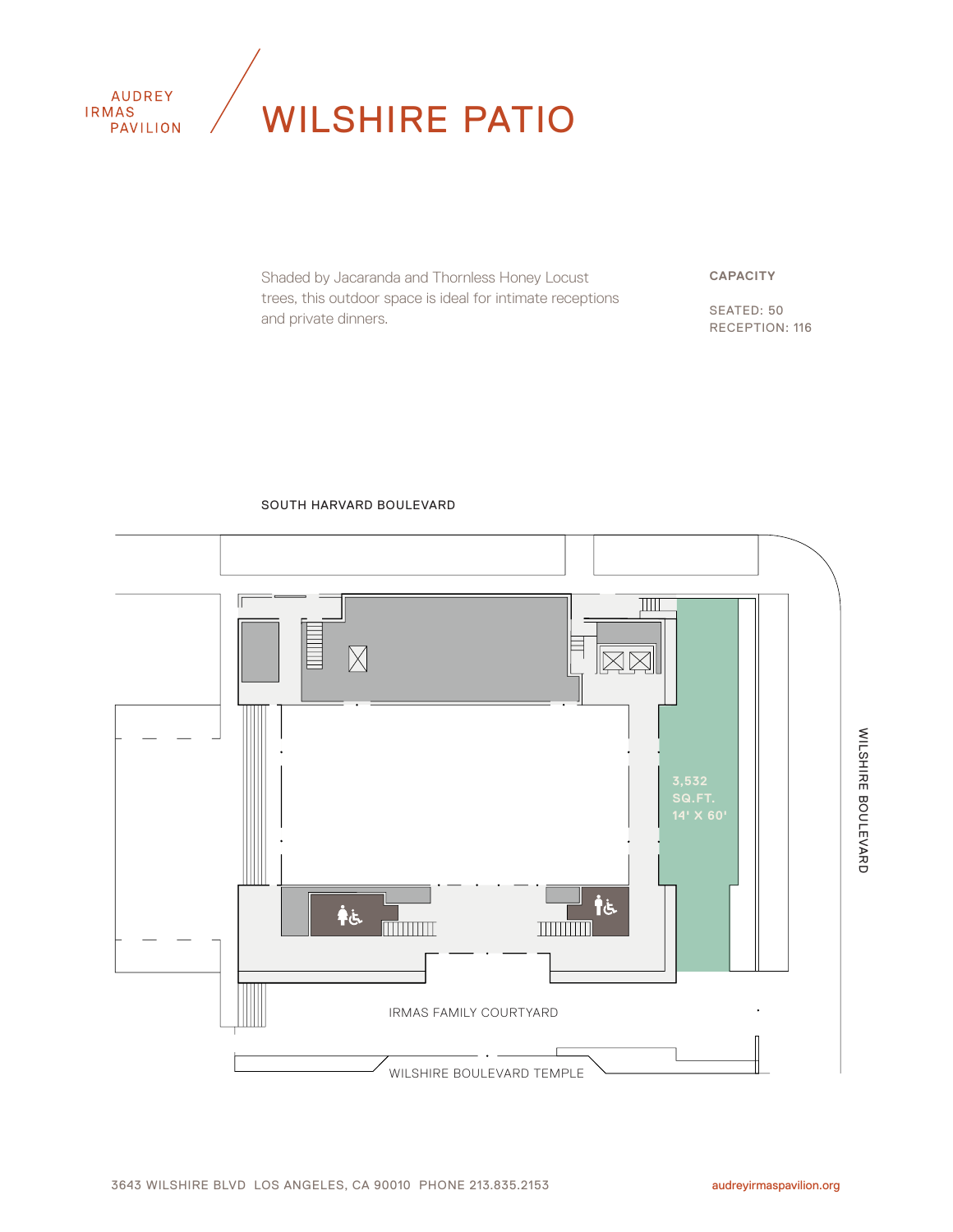AUDREY
IRMAS
PAVILION

# WILSHIRE PATIO

Shaded by Jacaranda and Thornless Honey Locust trees, this outdoor space is ideal for intimate receptions and private dinners.

**CAPACITY**

SEATED: 50
RECEPTION: 116

SOUTH HARVARD BOULEVARD

3,532
SQ.FT.
14' X 60'

WILSHIRE BOULEVARD

IRMAS FAMILY COURTYARD

WILSHIRE BOULEVARD TEMPLE

3643 WILSHIRE BLVD LOS ANGELES, CA 90010 PHONE 213.835.2153

audreyirmaspavilion.org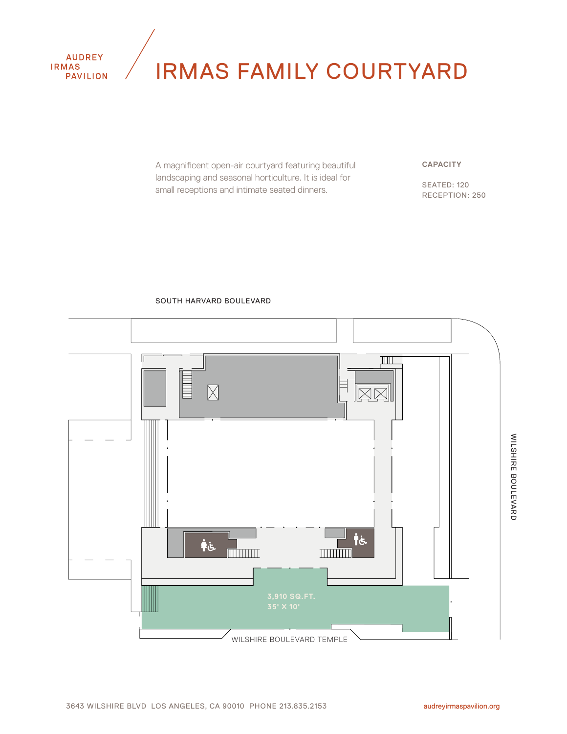AUDREY
IRMAS
PAVILION

# IRMAS FAMILY COURTYARD

A magnificent open-air courtyard featuring beautiful landscaping and seasonal horticulture. It is ideal for small receptions and intimate seated dinners.

**CAPACITY**

SEATED: 120
RECEPTION: 250

SOUTH HARVARD BOULEVARD

WILSHIRE BOULEVARD

3,910 SQ.FT.
35' X 10'

WILSHIRE BOULEVARD TEMPLE

3643 WILSHIRE BLVD LOS ANGELES, CA 90010 PHONE 213.835.2153

audreyirmaspavilion.org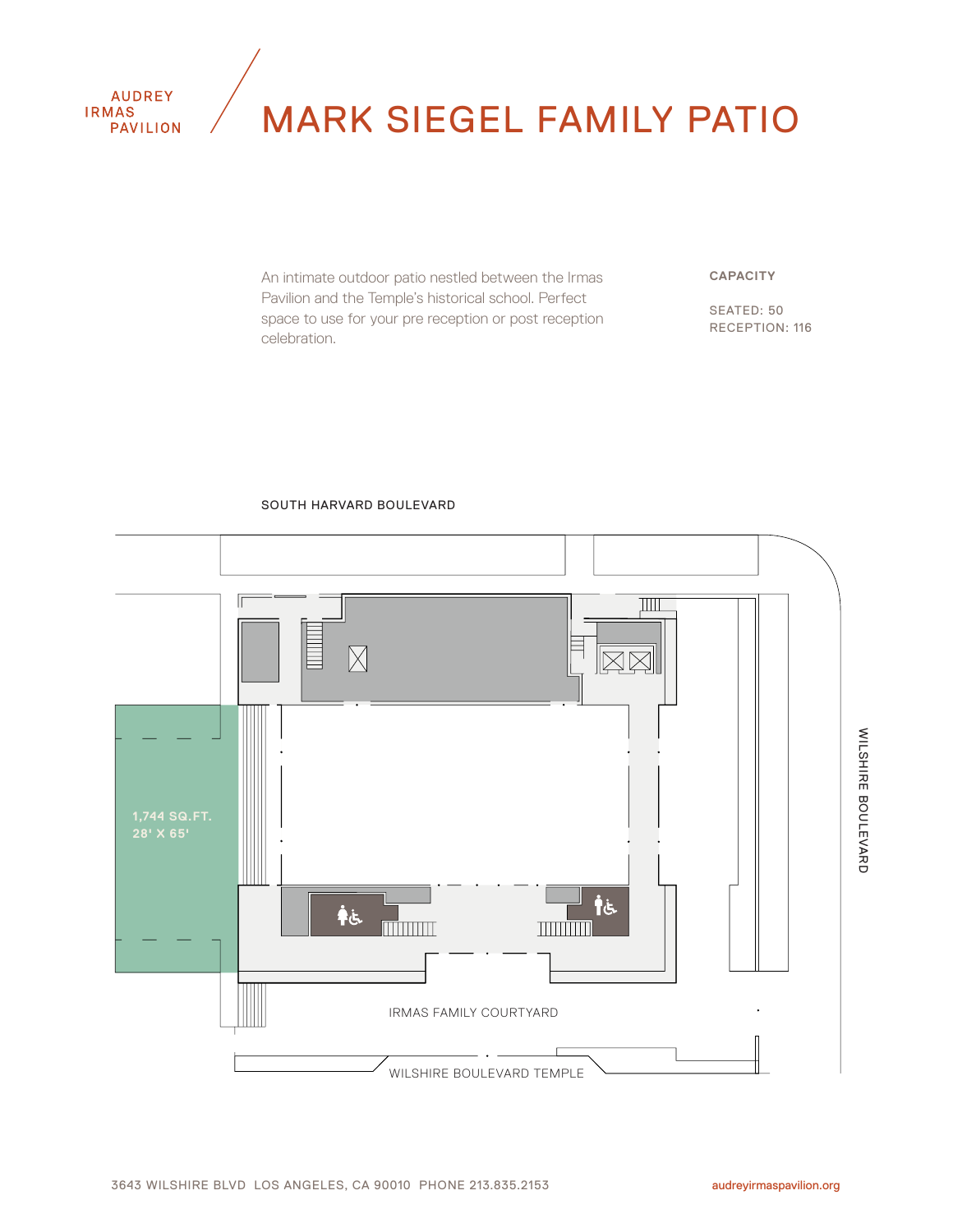AUDREY IRMAS PAVILION

# MARK SIEGEL FAMILY PATIO

An intimate outdoor patio nestled between the Irmas Pavilion and the Temple's historical school. Perfect space to use for your pre reception or post reception celebration.

**CAPACITY**

SEATED: 50
RECEPTION: 116

SOUTH HARVARD BOULEVARD

1,744 SQ.FT.
28' X 65'

WILSHIRE BOULEVARD

IRMAS FAMILY COURTYARD

WILSHIRE BOULEVARD TEMPLE

3643 WILSHIRE BLVD LOS ANGELES, CA 90010 PHONE 213.835.2153

audreyirmaspavilion.org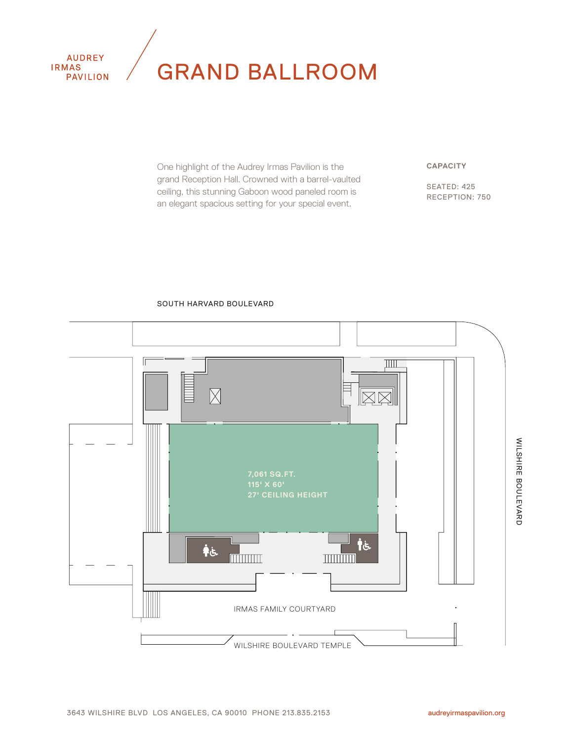AUDREY IRMAS PAVILION

# GRAND BALLROOM

One highlight of the Audrey Irmas Pavilion is the grand Reception Hall. Crowned with a barrel-vaulted ceiling, this stunning Gaboon wood paneled room is an elegant spacious setting for your special event.

**CAPACITY**

SEATED: 425
RECEPTION: 750

SOUTH HARVARD BOULEVARD

7,061 SQ.FT.
115' X 60'
27' CEILING HEIGHT

WILSHIRE BOULEVARD

IRMAS FAMILY COURTYARD

WILSHIRE BOULEVARD TEMPLE

3643 WILSHIRE BLVD LOS ANGELES, CA 90010 PHONE 213.835.2153

audreyirmaspavilion.org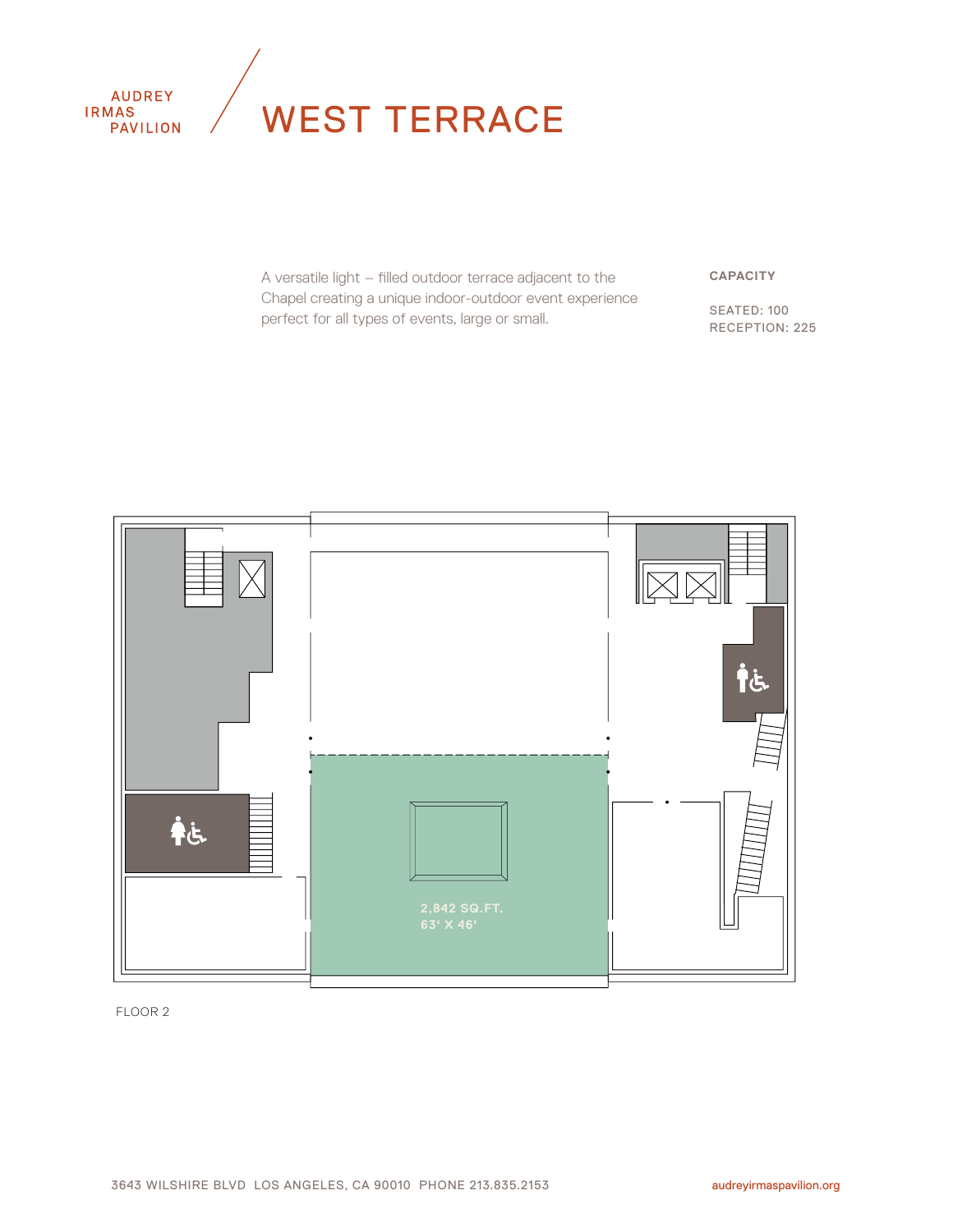AUDREY
IRMAS
PAVILION

# WEST TERRACE

A versatile light – filled outdoor terrace adjacent to the Chapel creating a unique indoor-outdoor event experience perfect for all types of events, large or small.

**CAPACITY**

SEATED: 100
RECEPTION: 225

2,842 SQ.FT.
63' X 46'

FLOOR 2

3643 WILSHIRE BLVD LOS ANGELES, CA 90010 PHONE 213.835.2153 audreyirmaspavilion.org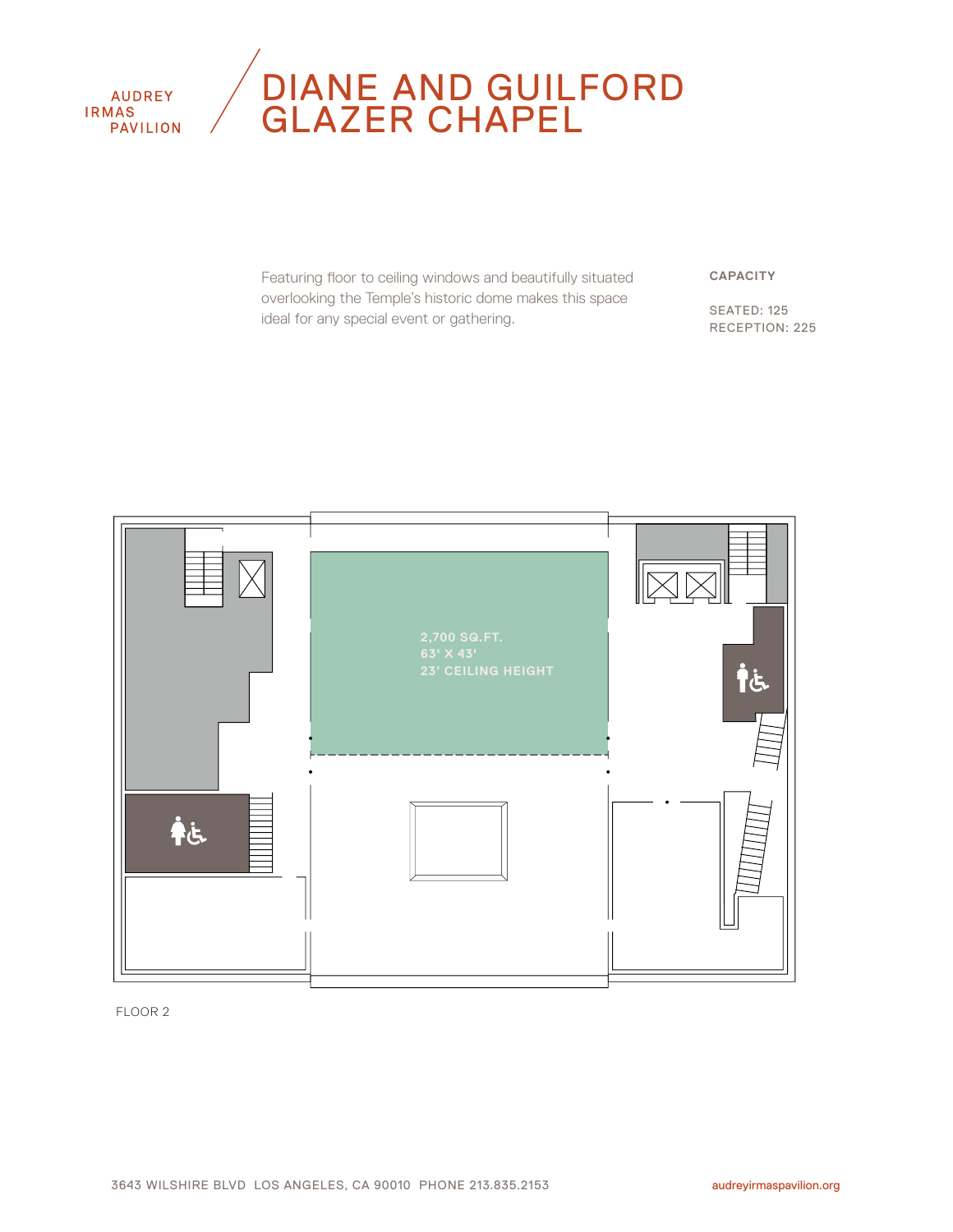AUDREY IRMAS PAVILION

# DIANE AND GUILFORD GLAZER CHAPEL

Featuring floor to ceiling windows and beautifully situated overlooking the Temple's historic dome makes this space ideal for any special event or gathering.

**CAPACITY**

SEATED: 125
RECEPTION: 225

2,700 SQ.FT.
63' X 43'
23' CEILING HEIGHT

FLOOR 2

3643 WILSHIRE BLVD LOS ANGELES, CA 90010 PHONE 213.835.2153

audreyirmaspavilion.org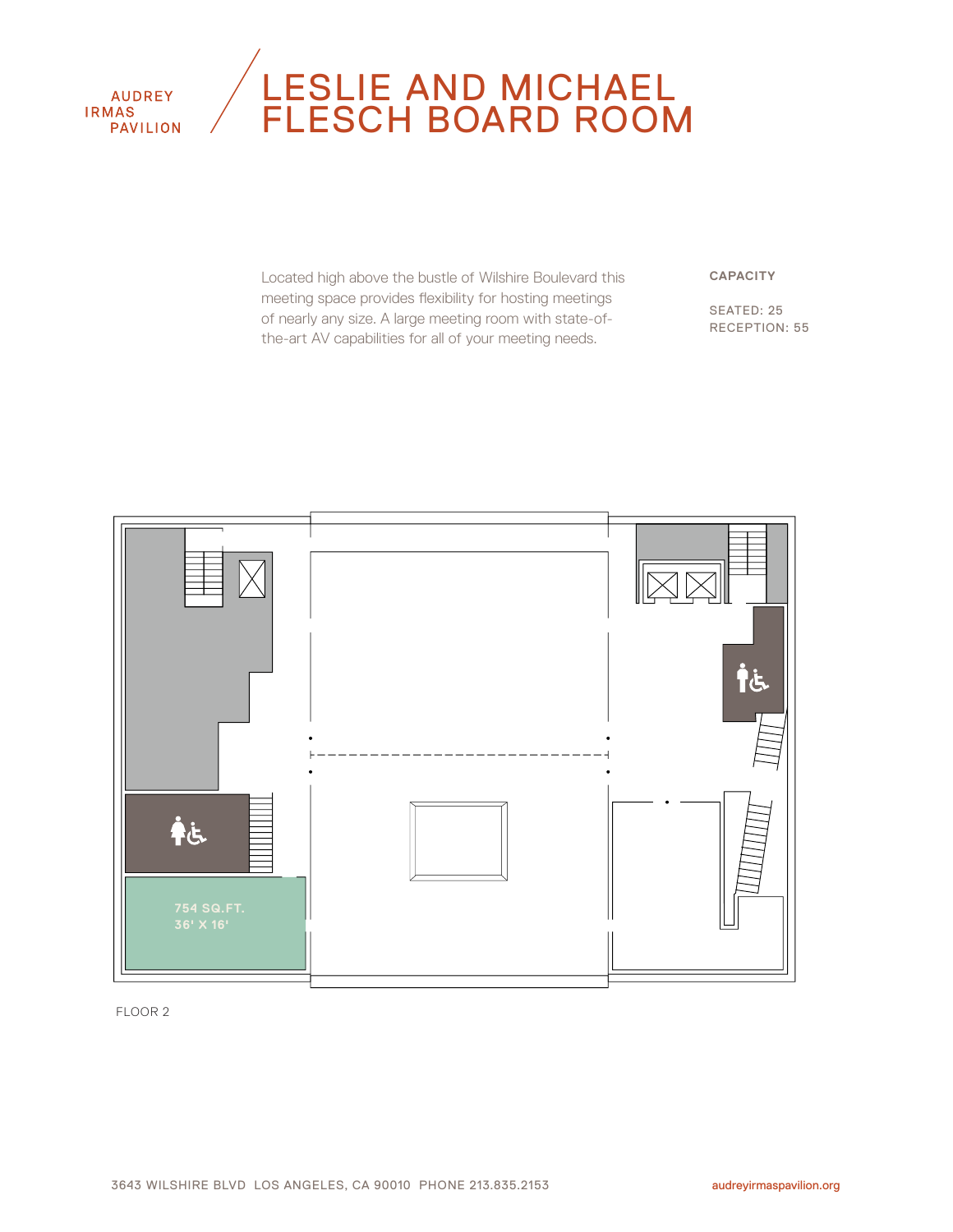AUDREY IRMAS PAVILION

# LESLIE AND MICHAEL FLESCH BOARD ROOM

Located high above the bustle of Wilshire Boulevard this meeting space provides flexibility for hosting meetings of nearly any size. A large meeting room with state-of-the-art AV capabilities for all of your meeting needs.

**CAPACITY**

SEATED: 25
RECEPTION: 55

754 SQ.FT.
36' X 16'

FLOOR 2

3643 WILSHIRE BLVD LOS ANGELES, CA 90010 PHONE 213.835.2153

audreyirmaspavilion.org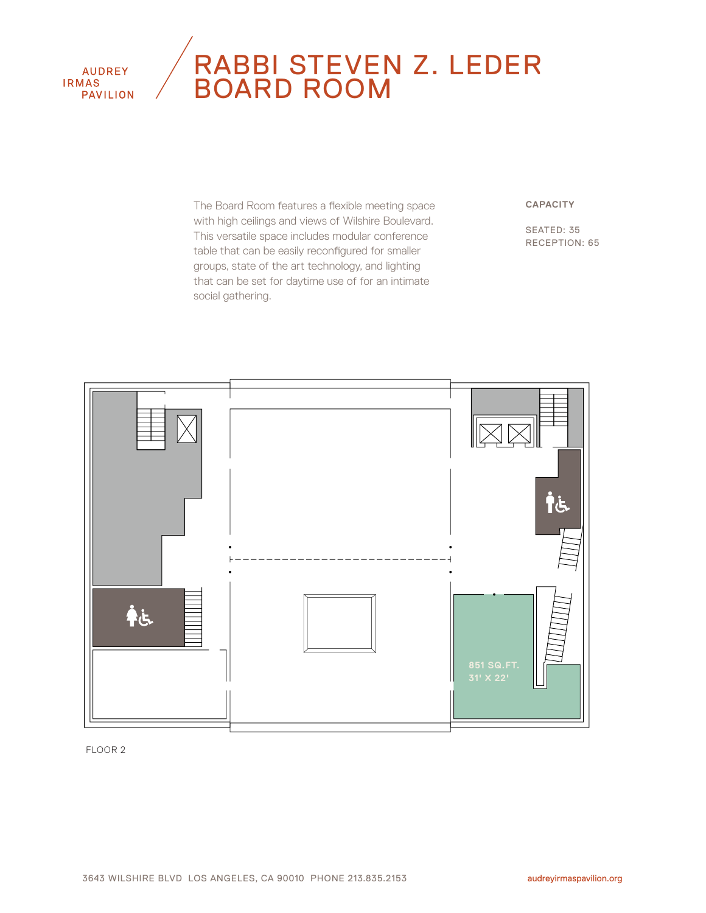AUDREY IRMAS PAVILION

# RABBI STEVEN Z. LEDER BOARD ROOM

The Board Room features a flexible meeting space with high ceilings and views of Wilshire Boulevard. This versatile space includes modular conference table that can be easily reconfigured for smaller groups, state of the art technology, and lighting that can be set for daytime use of for an intimate social gathering.

**CAPACITY**

SEATED: 35
RECEPTION: 65

851 SQ.FT.
31' X 22'

FLOOR 2

3643 WILSHIRE BLVD LOS ANGELES, CA 90010 PHONE 213.835.2153

audreyirmaspavilion.org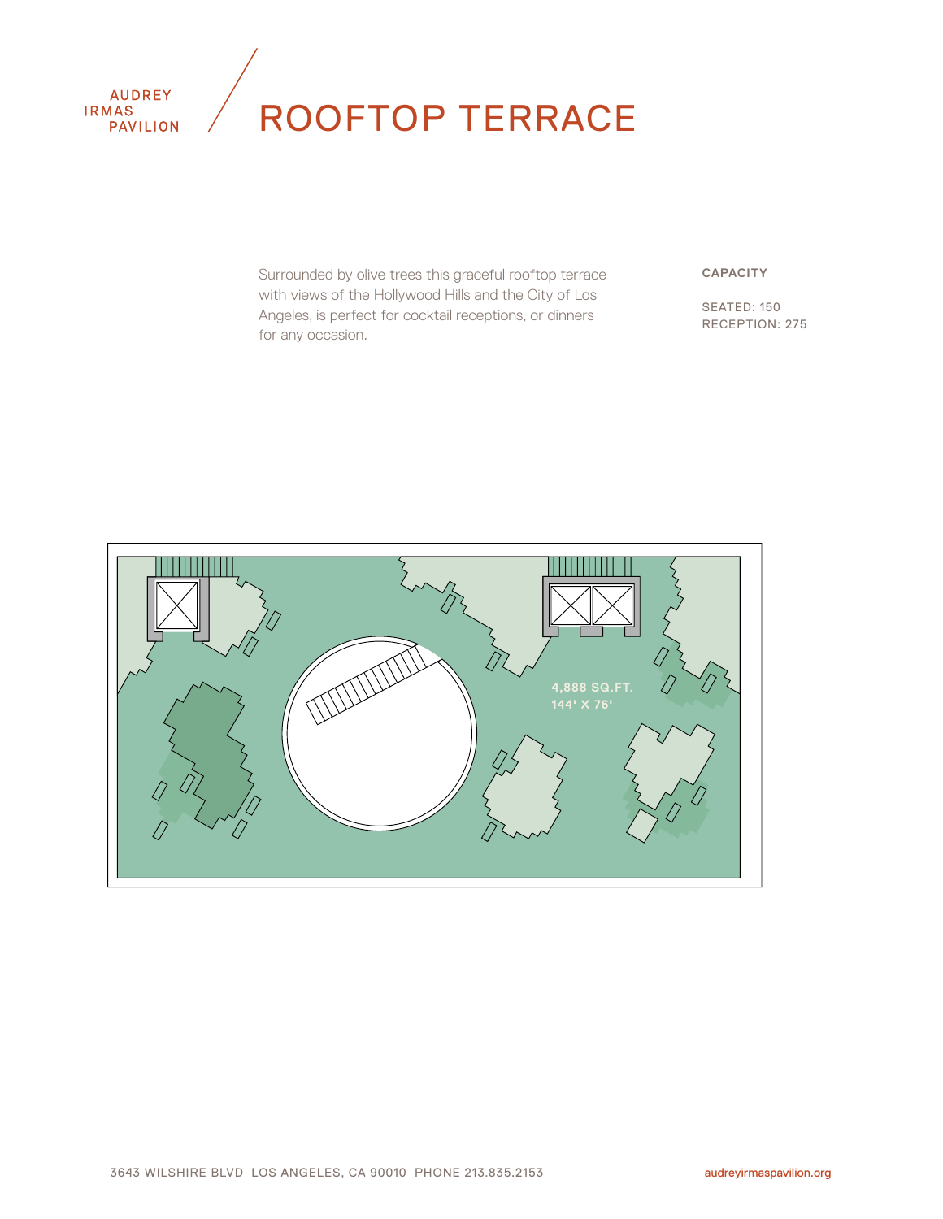AUDREY
IRMAS
PAVILION

# ROOFTOP TERRACE

Surrounded by olive trees this graceful rooftop terrace with views of the Hollywood Hills and the City of Los Angeles, is perfect for cocktail receptions, or dinners for any occasion.

**CAPACITY**

SEATED: 150
RECEPTION: 275

4,888 SQ.FT.
144' X 76'

3643 WILSHIRE BLVD LOS ANGELES, CA 90010 PHONE 213.835.2153

audreyirmaspavilion.org